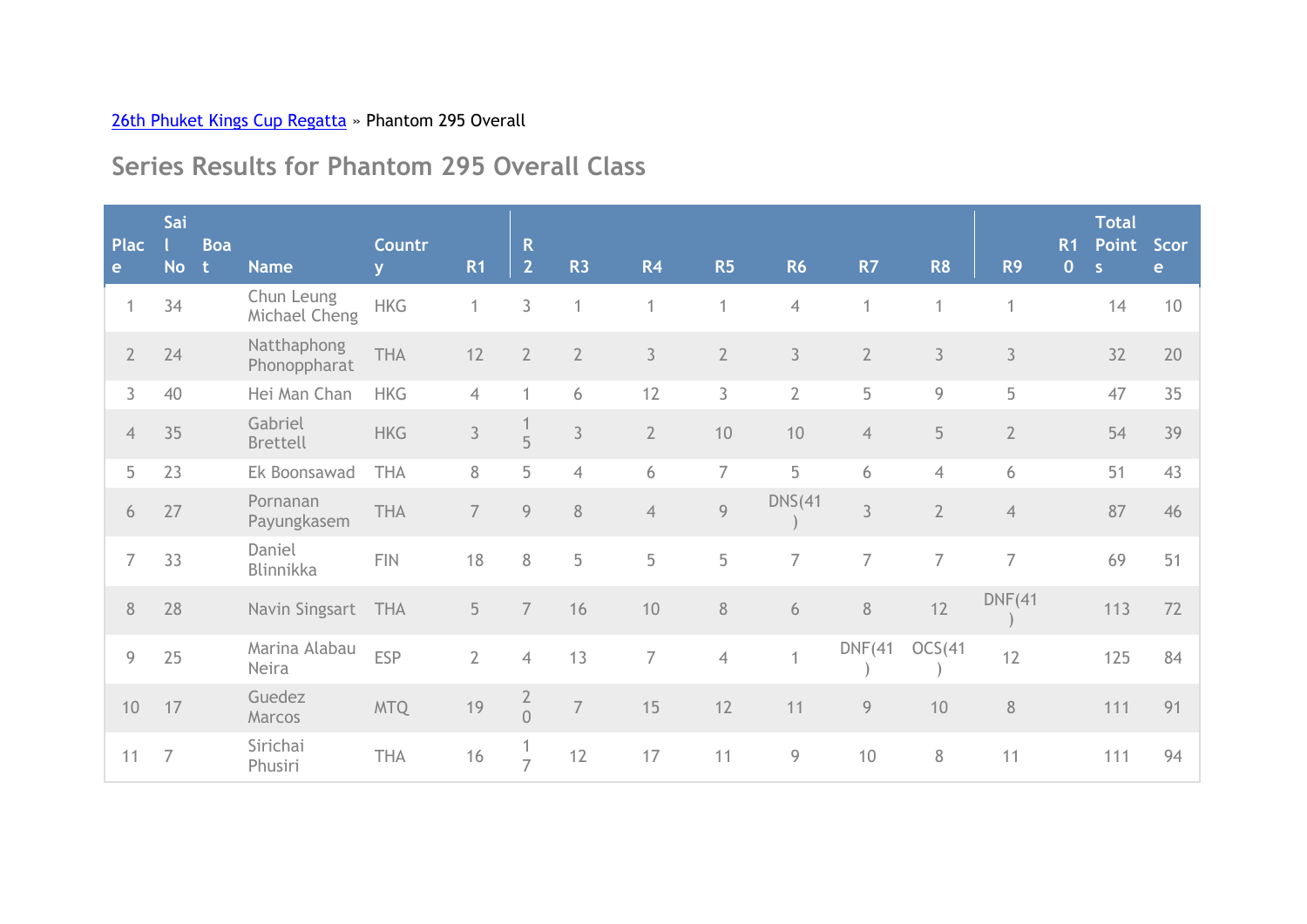[26th Phuket Kings Cup Regatta](#) » Phantom 295 Overall

## Series Results for Phantom 295 Overall Class

| Place | Sail No | Boat | Name | Country | R1 | R2 | R3 | R4 | R5 | R6 | R7 | R8 | R9 | R10 | Total Points | Score |
|---|---|---|---|---|---|---|---|---|---|---|---|---|---|---|---|---|
| 1 | 34 | | Chun Leung Michael Cheng | HKG | 1 | 3 | 1 | 1 | 1 | 4 | 1 | 1 | 1 | | 14 | 10 |
| 2 | 24 | | Natthaphong Phonoppharat | THA | 12 | 2 | 2 | 3 | 2 | 3 | 2 | 3 | 3 | | 32 | 20 |
| 3 | 40 | | Hei Man Chan | HKG | 4 | 1 | 6 | 12 | 3 | 2 | 5 | 9 | 5 | | 47 | 35 |
| 4 | 35 | | Gabriel Brettell | HKG | 3 | 15 | 3 | 2 | 10 | 10 | 4 | 5 | 2 | | 54 | 39 |
| 5 | 23 | | Ek Boonsawad | THA | 8 | 5 | 4 | 6 | 7 | 5 | 6 | 4 | 6 | | 51 | 43 |
| 6 | 27 | | Pornanan Payungkasem | THA | 7 | 9 | 8 | 4 | 9 | DNS(41) | 3 | 2 | 4 | | 87 | 46 |
| 7 | 33 | | Daniel Blinnikka | FIN | 18 | 8 | 5 | 5 | 5 | 7 | 7 | 7 | 7 | | 69 | 51 |
| 8 | 28 | | Navin Singsart | THA | 5 | 7 | 16 | 10 | 8 | 6 | 8 | 12 | DNF(41) | | 113 | 72 |
| 9 | 25 | | Marina Alabau Neira | ESP | 2 | 4 | 13 | 7 | 4 | 1 | DNF(41) | OCS(41) | 12 | | 125 | 84 |
| 10 | 17 | | Guedez Marcos | MTQ | 19 | 20 | 7 | 15 | 12 | 11 | 9 | 10 | 8 | | 111 | 91 |
| 11 | 7 | | Sirichai Phusiri | THA | 16 | 17 | 12 | 17 | 11 | 9 | 10 | 8 | 11 | | 111 | 94 |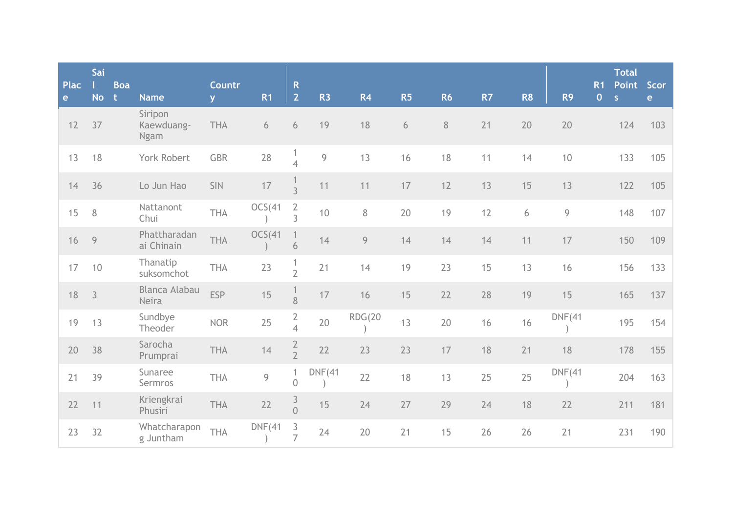| Place | Sail No | Boat | Name | Country | R1 | R2 | R3 | R4 | R5 | R6 | R7 | R8 | R9 | R10 | Total Points | Score |
|---|---|---|---|---|---|---|---|---|---|---|---|---|---|---|---|---|
| 12 | 37 | | Siripon Kaewduang-Ngam | THA | 6 | 6 | 19 | 18 | 6 | 8 | 21 | 20 | 20 | | 124 | 103 |
| 13 | 18 | | York Robert | GBR | 28 | 14 | 9 | 13 | 16 | 18 | 11 | 14 | 10 | | 133 | 105 |
| 14 | 36 | | Lo Jun Hao | SIN | 17 | 13 | 11 | 11 | 17 | 12 | 13 | 15 | 13 | | 122 | 105 |
| 15 | 8 | | Nattanont Chui | THA | OCS(41) | 23 | 10 | 8 | 20 | 19 | 12 | 6 | 9 | | 148 | 107 |
| 16 | 9 | | Phattharadanai Chinain | THA | OCS(41) | 16 | 14 | 9 | 14 | 14 | 14 | 11 | 17 | | 150 | 109 |
| 17 | 10 | | Thanatip suksomchot | THA | 23 | 12 | 21 | 14 | 19 | 23 | 15 | 13 | 16 | | 156 | 133 |
| 18 | 3 | | Blanca Alabau Neira | ESP | 15 | 18 | 17 | 16 | 15 | 22 | 28 | 19 | 15 | | 165 | 137 |
| 19 | 13 | | Sundbye Theoder | NOR | 25 | 24 | 20 | RDG(20) | 13 | 20 | 16 | 16 | DNF(41) | | 195 | 154 |
| 20 | 38 | | Sarocha Prumprai | THA | 14 | 22 | 22 | 23 | 23 | 17 | 18 | 21 | 18 | | 178 | 155 |
| 21 | 39 | | Sunaree Sermros | THA | 9 | 10 | DNF(41) | 22 | 18 | 13 | 25 | 25 | DNF(41) | | 204 | 163 |
| 22 | 11 | | Kriengkrai Phusiri | THA | 22 | 30 | 15 | 24 | 27 | 29 | 24 | 18 | 22 | | 211 | 181 |
| 23 | 32 | | Whatcharapong Juntham | THA | DNF(41) | 37 | 24 | 20 | 21 | 15 | 26 | 26 | 21 | | 231 | 190 |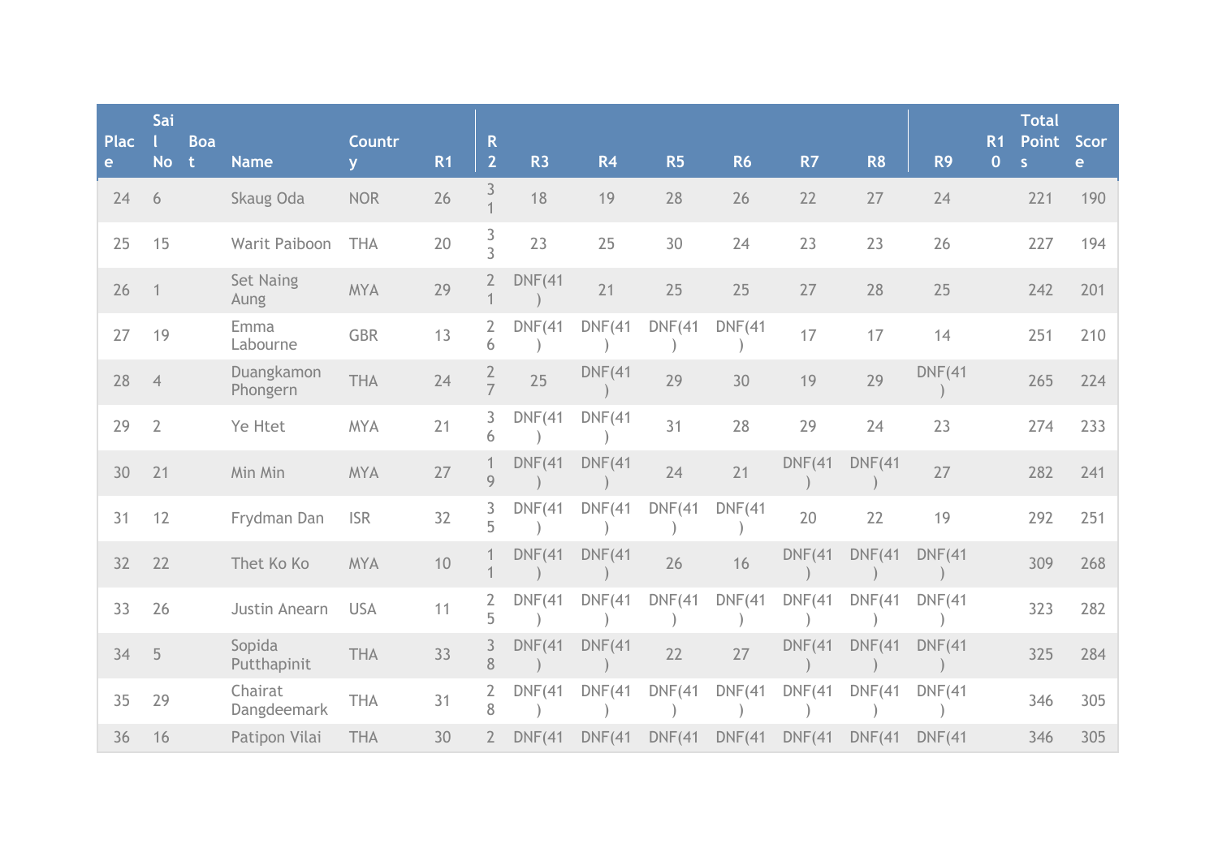| Place | Sail No | Boat | Name | Country | R1 | R2 | R3 | R4 | R5 | R6 | R7 | R8 | R9 | R10 | Total Points | Score |
|---|---|---|---|---|---|---|---|---|---|---|---|---|---|---|---|---|
| 24 | 6 | | Skaug Oda | NOR | 26 | 31 | 18 | 19 | 28 | 26 | 22 | 27 | 24 | | 221 | 190 |
| 25 | 15 | | Warit Paiboon | THA | 20 | 33 | 23 | 25 | 30 | 24 | 23 | 23 | 26 | | 227 | 194 |
| 26 | 1 | | Set Naing Aung | MYA | 29 | 21 | DNF(41) | 21 | 25 | 25 | 27 | 28 | 25 | | 242 | 201 |
| 27 | 19 | | Emma Labourne | GBR | 13 | 26 | DNF(41) | DNF(41) | DNF(41) | DNF(41) | 17 | 17 | 14 | | 251 | 210 |
| 28 | 4 | | Duangkamon Phongern | THA | 24 | 27 | 25 | DNF(41) | 29 | 30 | 19 | 29 | DNF(41) | | 265 | 224 |
| 29 | 2 | | Ye Htet | MYA | 21 | 36 | DNF(41) | DNF(41) | 31 | 28 | 29 | 24 | 23 | | 274 | 233 |
| 30 | 21 | | Min Min | MYA | 27 | 19 | DNF(41) | DNF(41) | 24 | 21 | DNF(41) | DNF(41) | 27 | | 282 | 241 |
| 31 | 12 | | Frydman Dan | ISR | 32 | 35 | DNF(41) | DNF(41) | DNF(41) | DNF(41) | 20 | 22 | 19 | | 292 | 251 |
| 32 | 22 | | Thet Ko Ko | MYA | 10 | 11 | DNF(41) | DNF(41) | 26 | 16 | DNF(41) | DNF(41) | DNF(41) | | 309 | 268 |
| 33 | 26 | | Justin Anearn | USA | 11 | 25 | DNF(41) | DNF(41) | DNF(41) | DNF(41) | DNF(41) | DNF(41) | DNF(41) | | 323 | 282 |
| 34 | 5 | | Sopida Putthapinit | THA | 33 | 38 | DNF(41) | DNF(41) | 22 | 27 | DNF(41) | DNF(41) | DNF(41) | | 325 | 284 |
| 35 | 29 | | Chairat Dangdeemark | THA | 31 | 28 | DNF(41) | DNF(41) | DNF(41) | DNF(41) | DNF(41) | DNF(41) | DNF(41) | | 346 | 305 |
| 36 | 16 | | Patipon Vilai | THA | 30 | 2 | DNF(41 | DNF(41 | DNF(41 | DNF(41 | DNF(41 | DNF(41 | DNF(41 | | 346 | 305 |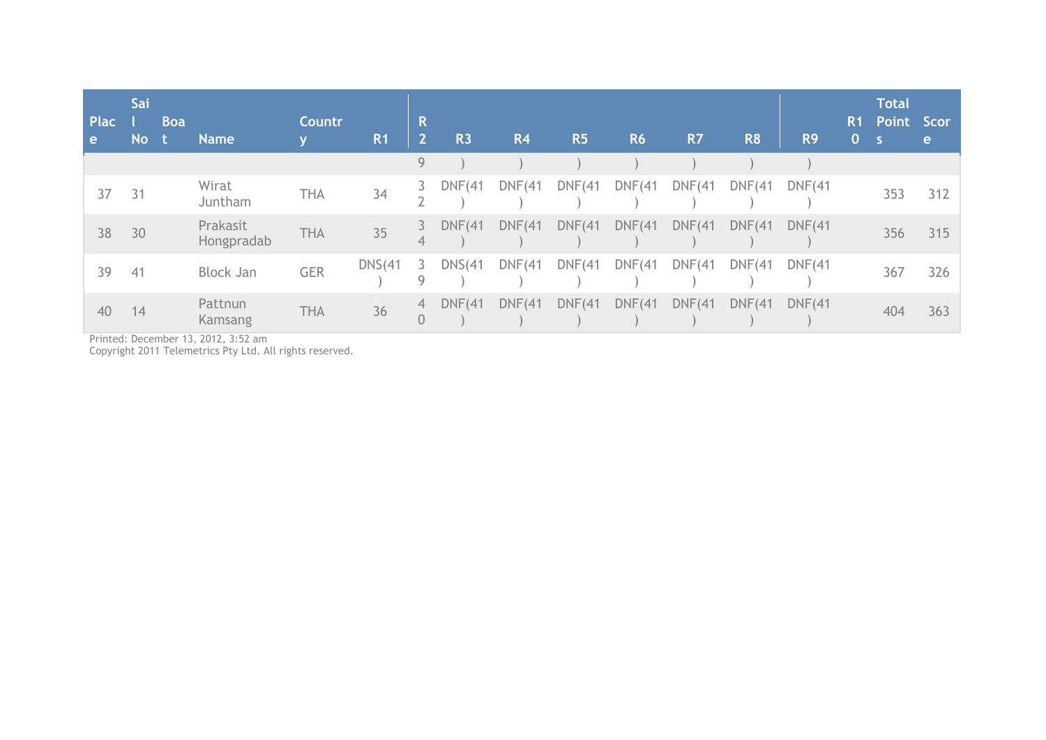| Place | Sail No | Boat | Name | Country | R1 | R2 | R3 | R4 | R5 | R6 | R7 | R8 | R9 | R10 | Total Points | Score |
|---|---|---|---|---|---|---|---|---|---|---|---|---|---|---|---|---|
| | | | | | | 9 | ) | ) | ) | ) | ) | ) | ) | | | |
| 37 | 31 | | Wirat Juntham | THA | 34 | 32 | DNF(41) | DNF(41) | DNF(41) | DNF(41) | DNF(41) | DNF(41) | DNF(41) | | 353 | 312 |
| 38 | 30 | | Prakasit Hongpradab | THA | 35 | 34 | DNF(41) | DNF(41) | DNF(41) | DNF(41) | DNF(41) | DNF(41) | DNF(41) | | 356 | 315 |
| 39 | 41 | | Block Jan | GER | DNS(41) | 39 | DNS(41) | DNF(41) | DNF(41) | DNF(41) | DNF(41) | DNF(41) | DNF(41) | | 367 | 326 |
| 40 | 14 | | Pattnun Kamsang | THA | 36 | 40 | DNF(41) | DNF(41) | DNF(41) | DNF(41) | DNF(41) | DNF(41) | DNF(41) | | 404 | 363 |

Printed: December 13, 2012, 3:52 am
Copyright 2011 Telemetrics Pty Ltd. All rights reserved.